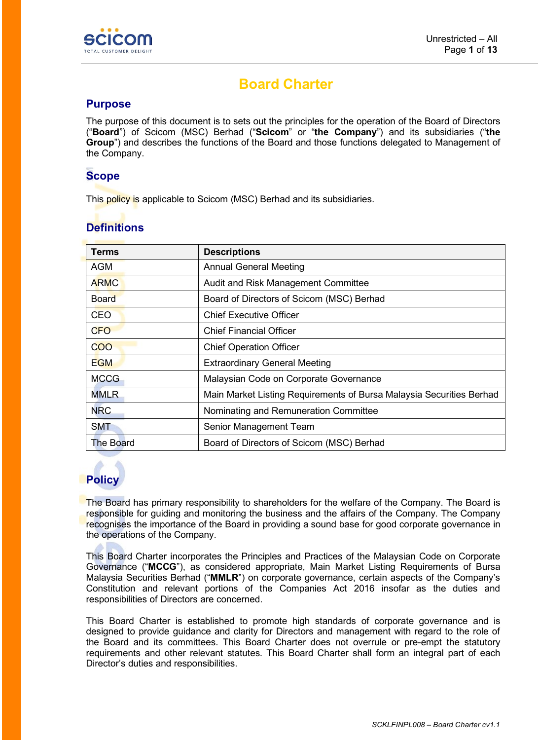# Board Charter

## Purpose

The purpose of this document is to sets out the principles for the operation of the Board of Directors ("**Board**") of Scicom (MSC) Berhad ("**Scicom**" or "**the Company**") and its subsidiaries ("**the Group**") and describes the functions of the Board and those functions delegated to Management of the Company.

## Scope

This policy is applicable to Scicom (MSC) Berhad and its subsidiaries.

## Definitions

| Terms | Descriptions |
|---|---|
| AGM | Annual General Meeting |
| ARMC | Audit and Risk Management Committee |
| Board | Board of Directors of Scicom (MSC) Berhad |
| CEO | Chief Executive Officer |
| CFO | Chief Financial Officer |
| COO | Chief Operation Officer |
| EGM | Extraordinary General Meeting |
| MCCG | Malaysian Code on Corporate Governance |
| MMLR | Main Market Listing Requirements of Bursa Malaysia Securities Berhad |
| NRC | Nominating and Remuneration Committee |
| SMT | Senior Management Team |
| The Board | Board of Directors of Scicom (MSC) Berhad |

## Policy

The Board has primary responsibility to shareholders for the welfare of the Company. The Board is responsible for guiding and monitoring the business and the affairs of the Company. The Company recognises the importance of the Board in providing a sound base for good corporate governance in the operations of the Company.

This Board Charter incorporates the Principles and Practices of the Malaysian Code on Corporate Governance ("**MCCG**"), as considered appropriate, Main Market Listing Requirements of Bursa Malaysia Securities Berhad ("**MMLR**") on corporate governance, certain aspects of the Company's Constitution and relevant portions of the Companies Act 2016 insofar as the duties and responsibilities of Directors are concerned.

This Board Charter is established to promote high standards of corporate governance and is designed to provide guidance and clarity for Directors and management with regard to the role of the Board and its committees. This Board Charter does not overrule or pre-empt the statutory requirements and other relevant statutes. This Board Charter shall form an integral part of each Director's duties and responsibilities.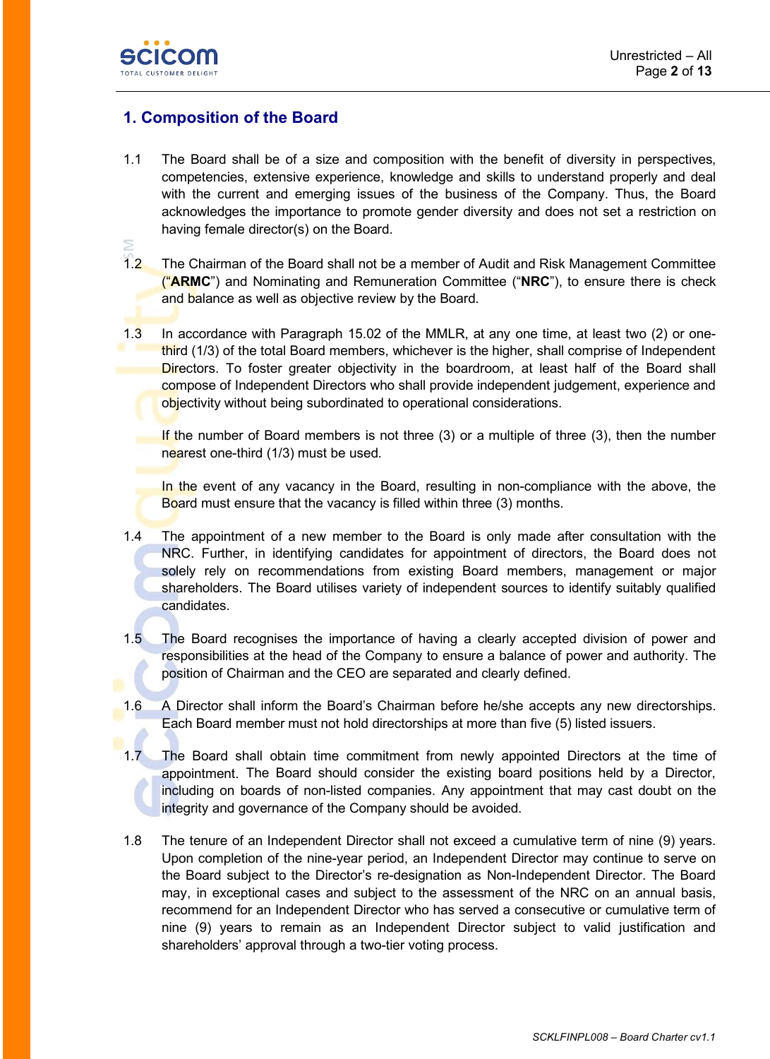## 1. Composition of the Board

1.1 The Board shall be of a size and composition with the benefit of diversity in perspectives, competencies, extensive experience, knowledge and skills to understand properly and deal with the current and emerging issues of the business of the Company. Thus, the Board acknowledges the importance to promote gender diversity and does not set a restriction on having female director(s) on the Board.

1.2 The Chairman of the Board shall not be a member of Audit and Risk Management Committee ("**ARMC**") and Nominating and Remuneration Committee ("**NRC**"), to ensure there is check and balance as well as objective review by the Board.

1.3 In accordance with Paragraph 15.02 of the MMLR, at any one time, at least two (2) or one-third (1/3) of the total Board members, whichever is the higher, shall comprise of Independent Directors. To foster greater objectivity in the boardroom, at least half of the Board shall compose of Independent Directors who shall provide independent judgement, experience and objectivity without being subordinated to operational considerations.

If the number of Board members is not three (3) or a multiple of three (3), then the number nearest one-third (1/3) must be used.

In the event of any vacancy in the Board, resulting in non-compliance with the above, the Board must ensure that the vacancy is filled within three (3) months.

1.4 The appointment of a new member to the Board is only made after consultation with the NRC. Further, in identifying candidates for appointment of directors, the Board does not solely rely on recommendations from existing Board members, management or major shareholders. The Board utilises variety of independent sources to identify suitably qualified candidates.

1.5 The Board recognises the importance of having a clearly accepted division of power and responsibilities at the head of the Company to ensure a balance of power and authority. The position of Chairman and the CEO are separated and clearly defined.

1.6 A Director shall inform the Board's Chairman before he/she accepts any new directorships. Each Board member must not hold directorships at more than five (5) listed issuers.

1.7 The Board shall obtain time commitment from newly appointed Directors at the time of appointment. The Board should consider the existing board positions held by a Director, including on boards of non-listed companies. Any appointment that may cast doubt on the integrity and governance of the Company should be avoided.

1.8 The tenure of an Independent Director shall not exceed a cumulative term of nine (9) years. Upon completion of the nine-year period, an Independent Director may continue to serve on the Board subject to the Director's re-designation as Non-Independent Director. The Board may, in exceptional cases and subject to the assessment of the NRC on an annual basis, recommend for an Independent Director who has served a consecutive or cumulative term of nine (9) years to remain as an Independent Director subject to valid justification and shareholders' approval through a two-tier voting process.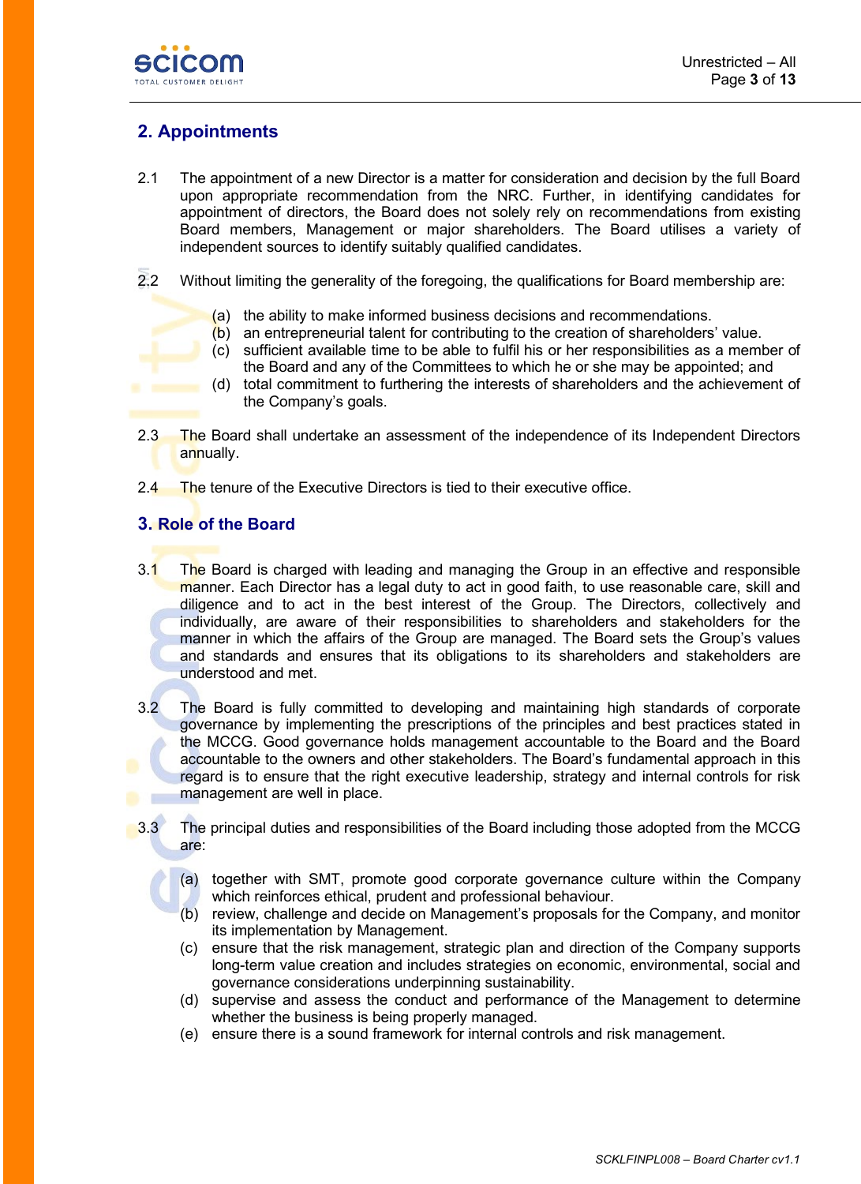## 2. Appointments

2.1 The appointment of a new Director is a matter for consideration and decision by the full Board upon appropriate recommendation from the NRC. Further, in identifying candidates for appointment of directors, the Board does not solely rely on recommendations from existing Board members, Management or major shareholders. The Board utilises a variety of independent sources to identify suitably qualified candidates.

2.2 Without limiting the generality of the foregoing, the qualifications for Board membership are:

- (a) the ability to make informed business decisions and recommendations.
- (b) an entrepreneurial talent for contributing to the creation of shareholders' value.
- (c) sufficient available time to be able to fulfil his or her responsibilities as a member of the Board and any of the Committees to which he or she may be appointed; and
- (d) total commitment to furthering the interests of shareholders and the achievement of the Company's goals.

2.3 The Board shall undertake an assessment of the independence of its Independent Directors annually.

2.4 The tenure of the Executive Directors is tied to their executive office.

## 3. Role of the Board

3.1 The Board is charged with leading and managing the Group in an effective and responsible manner. Each Director has a legal duty to act in good faith, to use reasonable care, skill and diligence and to act in the best interest of the Group. The Directors, collectively and individually, are aware of their responsibilities to shareholders and stakeholders for the manner in which the affairs of the Group are managed. The Board sets the Group's values and standards and ensures that its obligations to its shareholders and stakeholders are understood and met.

3.2 The Board is fully committed to developing and maintaining high standards of corporate governance by implementing the prescriptions of the principles and best practices stated in the MCCG. Good governance holds management accountable to the Board and the Board accountable to the owners and other stakeholders. The Board's fundamental approach in this regard is to ensure that the right executive leadership, strategy and internal controls for risk management are well in place.

3.3 The principal duties and responsibilities of the Board including those adopted from the MCCG are:

- (a) together with SMT, promote good corporate governance culture within the Company which reinforces ethical, prudent and professional behaviour.
- (b) review, challenge and decide on Management's proposals for the Company, and monitor its implementation by Management.
- (c) ensure that the risk management, strategic plan and direction of the Company supports long-term value creation and includes strategies on economic, environmental, social and governance considerations underpinning sustainability.
- (d) supervise and assess the conduct and performance of the Management to determine whether the business is being properly managed.
- (e) ensure there is a sound framework for internal controls and risk management.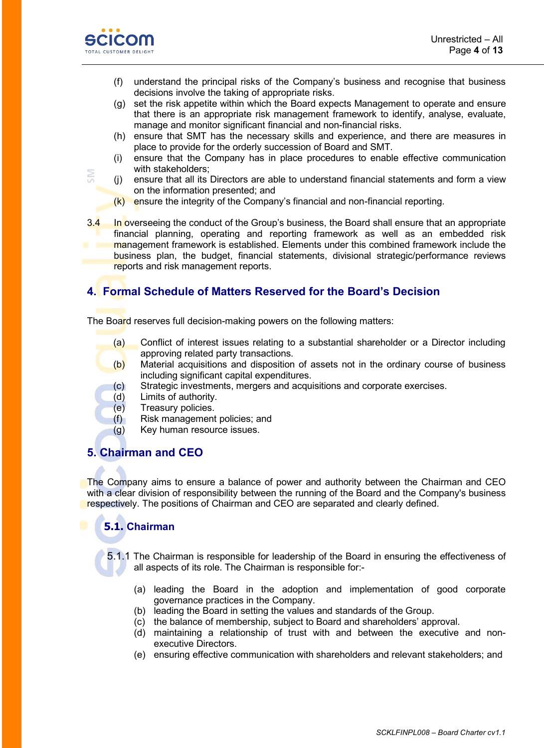(f) understand the principal risks of the Company's business and recognise that business decisions involve the taking of appropriate risks.
(g) set the risk appetite within which the Board expects Management to operate and ensure that there is an appropriate risk management framework to identify, analyse, evaluate, manage and monitor significant financial and non-financial risks.
(h) ensure that SMT has the necessary skills and experience, and there are measures in place to provide for the orderly succession of Board and SMT.
(i) ensure that the Company has in place procedures to enable effective communication with stakeholders;
(j) ensure that all its Directors are able to understand financial statements and form a view on the information presented; and
(k) ensure the integrity of the Company's financial and non-financial reporting.

3.4 In overseeing the conduct of the Group's business, the Board shall ensure that an appropriate financial planning, operating and reporting framework as well as an embedded risk management framework is established. Elements under this combined framework include the business plan, the budget, financial statements, divisional strategic/performance reviews reports and risk management reports.

## 4. Formal Schedule of Matters Reserved for the Board's Decision

The Board reserves full decision-making powers on the following matters:

(a) Conflict of interest issues relating to a substantial shareholder or a Director including approving related party transactions.
(b) Material acquisitions and disposition of assets not in the ordinary course of business including significant capital expenditures.
(c) Strategic investments, mergers and acquisitions and corporate exercises.
(d) Limits of authority.
(e) Treasury policies.
(f) Risk management policies; and
(g) Key human resource issues.

## 5. Chairman and CEO

The Company aims to ensure a balance of power and authority between the Chairman and CEO with a clear division of responsibility between the running of the Board and the Company's business respectively. The positions of Chairman and CEO are separated and clearly defined.

### 5.1. Chairman

5.1.1 The Chairman is responsible for leadership of the Board in ensuring the effectiveness of all aspects of its role. The Chairman is responsible for:-

(a) leading the Board in the adoption and implementation of good corporate governance practices in the Company.
(b) leading the Board in setting the values and standards of the Group.
(c) the balance of membership, subject to Board and shareholders' approval.
(d) maintaining a relationship of trust with and between the executive and non-executive Directors.
(e) ensuring effective communication with shareholders and relevant stakeholders; and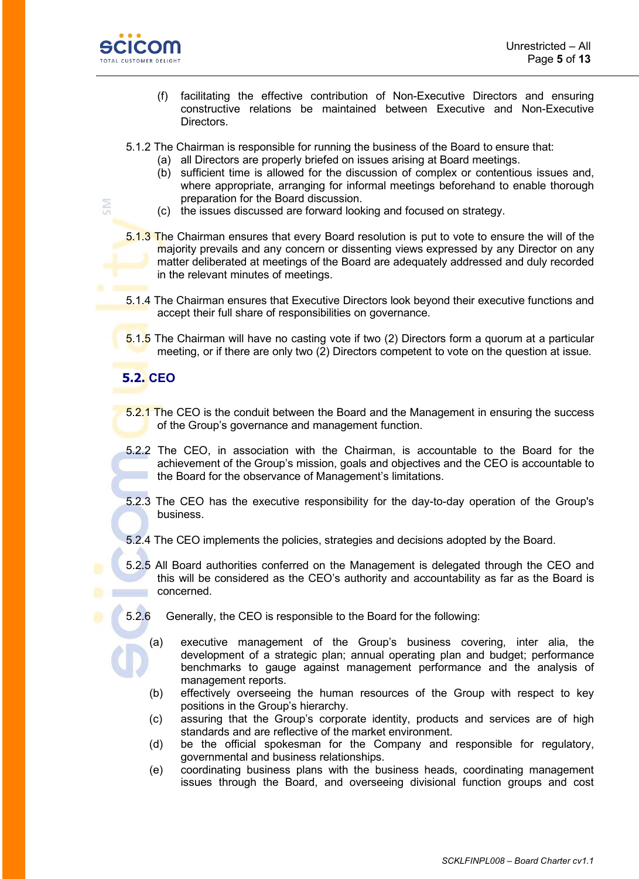(f) facilitating the effective contribution of Non-Executive Directors and ensuring constructive relations be maintained between Executive and Non-Executive Directors.

5.1.2 The Chairman is responsible for running the business of the Board to ensure that:

(a) all Directors are properly briefed on issues arising at Board meetings.

(b) sufficient time is allowed for the discussion of complex or contentious issues and, where appropriate, arranging for informal meetings beforehand to enable thorough preparation for the Board discussion.

(c) the issues discussed are forward looking and focused on strategy.

5.1.3 The Chairman ensures that every Board resolution is put to vote to ensure the will of the majority prevails and any concern or dissenting views expressed by any Director on any matter deliberated at meetings of the Board are adequately addressed and duly recorded in the relevant minutes of meetings.

5.1.4 The Chairman ensures that Executive Directors look beyond their executive functions and accept their full share of responsibilities on governance.

5.1.5 The Chairman will have no casting vote if two (2) Directors form a quorum at a particular meeting, or if there are only two (2) Directors competent to vote on the question at issue.

## 5.2. CEO

5.2.1 The CEO is the conduit between the Board and the Management in ensuring the success of the Group's governance and management function.

5.2.2 The CEO, in association with the Chairman, is accountable to the Board for the achievement of the Group's mission, goals and objectives and the CEO is accountable to the Board for the observance of Management's limitations.

5.2.3 The CEO has the executive responsibility for the day-to-day operation of the Group's business.

5.2.4 The CEO implements the policies, strategies and decisions adopted by the Board.

5.2.5 All Board authorities conferred on the Management is delegated through the CEO and this will be considered as the CEO's authority and accountability as far as the Board is concerned.

5.2.6 Generally, the CEO is responsible to the Board for the following:

(a) executive management of the Group's business covering, inter alia, the development of a strategic plan; annual operating plan and budget; performance benchmarks to gauge against management performance and the analysis of management reports.

(b) effectively overseeing the human resources of the Group with respect to key positions in the Group's hierarchy.

(c) assuring that the Group's corporate identity, products and services are of high standards and are reflective of the market environment.

(d) be the official spokesman for the Company and responsible for regulatory, governmental and business relationships.

(e) coordinating business plans with the business heads, coordinating management issues through the Board, and overseeing divisional function groups and cost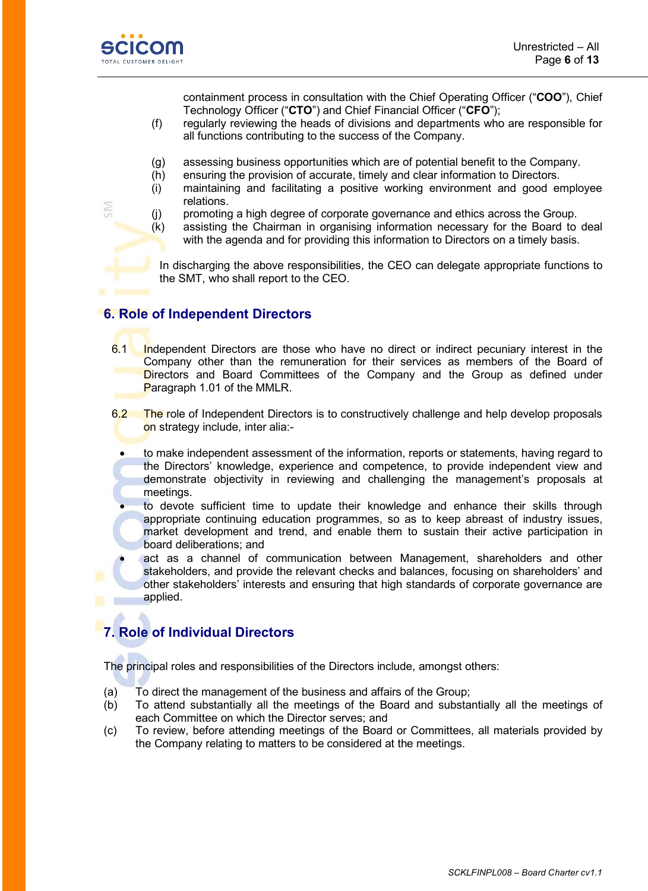containment process in consultation with the Chief Operating Officer ("**COO**"), Chief Technology Officer ("**CTO**") and Chief Financial Officer ("**CFO**");

(f) regularly reviewing the heads of divisions and departments who are responsible for all functions contributing to the success of the Company.

(g) assessing business opportunities which are of potential benefit to the Company.

(h) ensuring the provision of accurate, timely and clear information to Directors.

(i) maintaining and facilitating a positive working environment and good employee relations.

(j) promoting a high degree of corporate governance and ethics across the Group.

(k) assisting the Chairman in organising information necessary for the Board to deal with the agenda and for providing this information to Directors on a timely basis.

In discharging the above responsibilities, the CEO can delegate appropriate functions to the SMT, who shall report to the CEO.

## 6. Role of Independent Directors

6.1 Independent Directors are those who have no direct or indirect pecuniary interest in the Company other than the remuneration for their services as members of the Board of Directors and Board Committees of the Company and the Group as defined under Paragraph 1.01 of the MMLR.

6.2 The role of Independent Directors is to constructively challenge and help develop proposals on strategy include, inter alia:-

- to make independent assessment of the information, reports or statements, having regard to the Directors' knowledge, experience and competence, to provide independent view and demonstrate objectivity in reviewing and challenging the management's proposals at meetings.
- to devote sufficient time to update their knowledge and enhance their skills through appropriate continuing education programmes, so as to keep abreast of industry issues, market development and trend, and enable them to sustain their active participation in board deliberations; and
- act as a channel of communication between Management, shareholders and other stakeholders, and provide the relevant checks and balances, focusing on shareholders' and other stakeholders' interests and ensuring that high standards of corporate governance are applied.

## 7. Role of Individual Directors

The principal roles and responsibilities of the Directors include, amongst others:

(a) To direct the management of the business and affairs of the Group;

(b) To attend substantially all the meetings of the Board and substantially all the meetings of each Committee on which the Director serves; and

(c) To review, before attending meetings of the Board or Committees, all materials provided by the Company relating to matters to be considered at the meetings.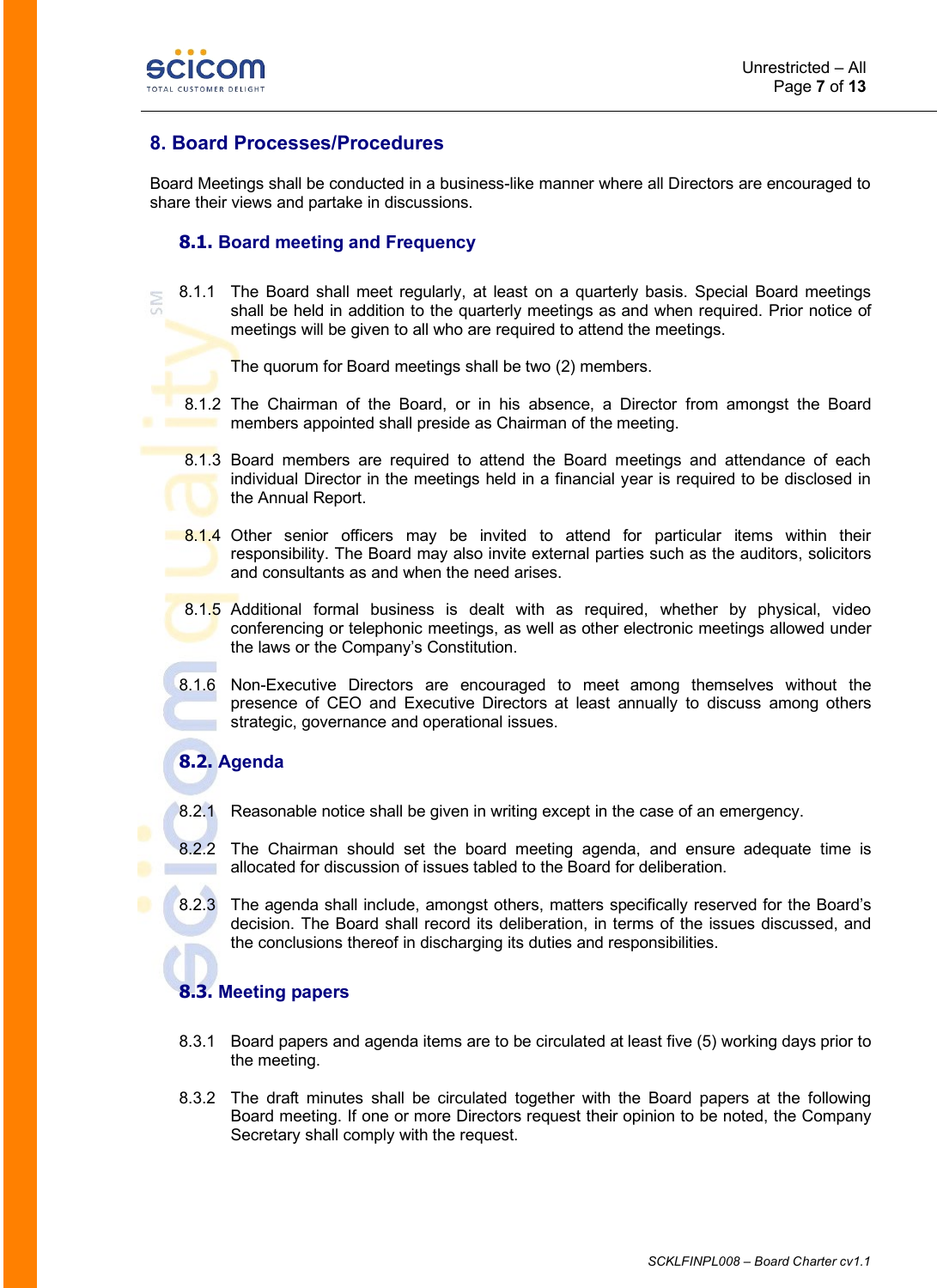## 8. Board Processes/Procedures

Board Meetings shall be conducted in a business-like manner where all Directors are encouraged to share their views and partake in discussions.

### 8.1. Board meeting and Frequency

8.1.1 The Board shall meet regularly, at least on a quarterly basis. Special Board meetings shall be held in addition to the quarterly meetings as and when required. Prior notice of meetings will be given to all who are required to attend the meetings.

The quorum for Board meetings shall be two (2) members.

8.1.2 The Chairman of the Board, or in his absence, a Director from amongst the Board members appointed shall preside as Chairman of the meeting.

8.1.3 Board members are required to attend the Board meetings and attendance of each individual Director in the meetings held in a financial year is required to be disclosed in the Annual Report.

8.1.4 Other senior officers may be invited to attend for particular items within their responsibility. The Board may also invite external parties such as the auditors, solicitors and consultants as and when the need arises.

8.1.5 Additional formal business is dealt with as required, whether by physical, video conferencing or telephonic meetings, as well as other electronic meetings allowed under the laws or the Company's Constitution.

8.1.6 Non-Executive Directors are encouraged to meet among themselves without the presence of CEO and Executive Directors at least annually to discuss among others strategic, governance and operational issues.

### 8.2. Agenda

8.2.1 Reasonable notice shall be given in writing except in the case of an emergency.

8.2.2 The Chairman should set the board meeting agenda, and ensure adequate time is allocated for discussion of issues tabled to the Board for deliberation.

8.2.3 The agenda shall include, amongst others, matters specifically reserved for the Board's decision. The Board shall record its deliberation, in terms of the issues discussed, and the conclusions thereof in discharging its duties and responsibilities.

### 8.3. Meeting papers

8.3.1 Board papers and agenda items are to be circulated at least five (5) working days prior to the meeting.

8.3.2 The draft minutes shall be circulated together with the Board papers at the following Board meeting. If one or more Directors request their opinion to be noted, the Company Secretary shall comply with the request.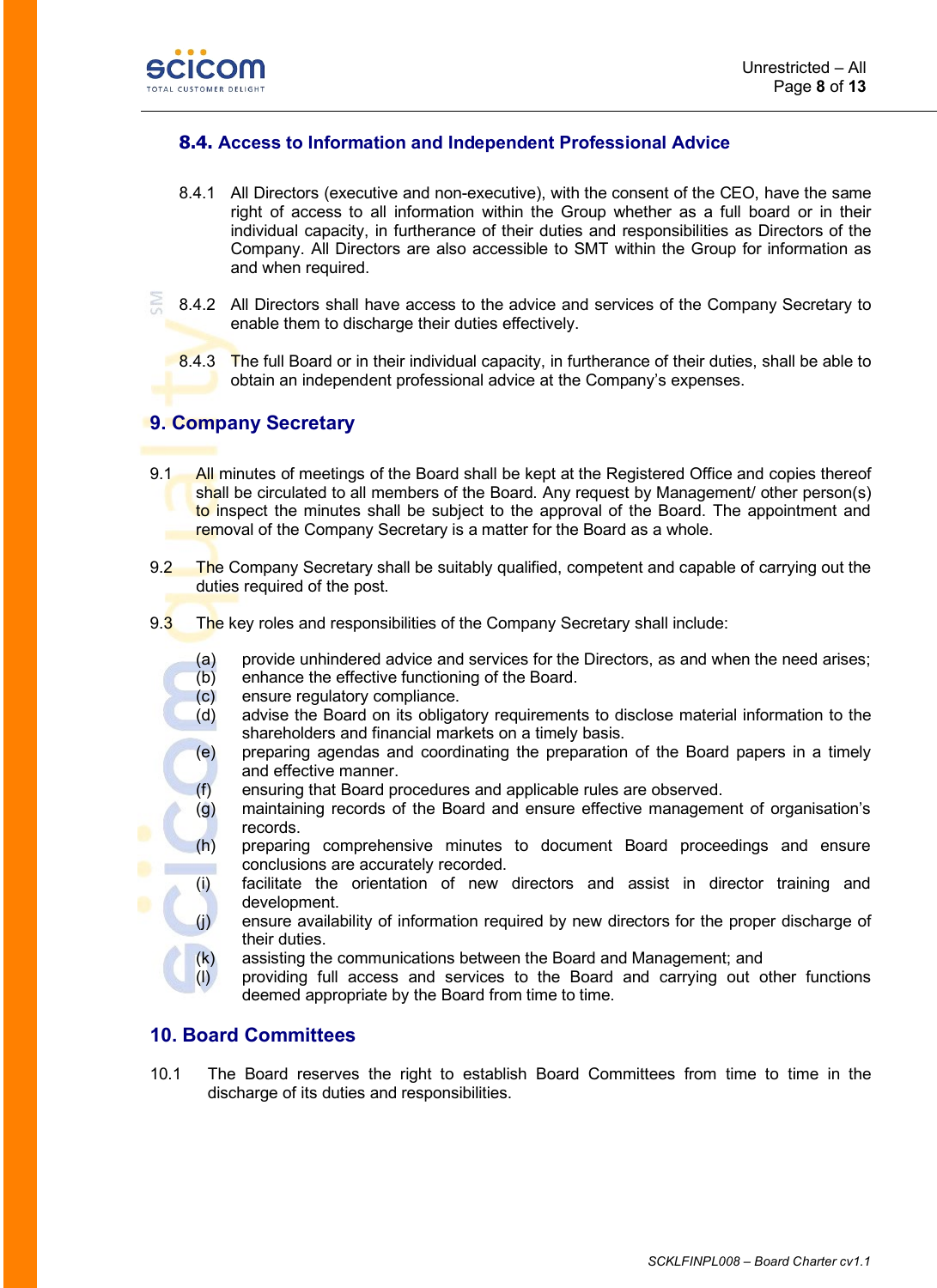### 8.4. Access to Information and Independent Professional Advice

8.4.1 All Directors (executive and non-executive), with the consent of the CEO, have the same right of access to all information within the Group whether as a full board or in their individual capacity, in furtherance of their duties and responsibilities as Directors of the Company. All Directors are also accessible to SMT within the Group for information as and when required.

8.4.2 All Directors shall have access to the advice and services of the Company Secretary to enable them to discharge their duties effectively.

8.4.3 The full Board or in their individual capacity, in furtherance of their duties, shall be able to obtain an independent professional advice at the Company's expenses.

## 9. Company Secretary

9.1 All minutes of meetings of the Board shall be kept at the Registered Office and copies thereof shall be circulated to all members of the Board. Any request by Management/ other person(s) to inspect the minutes shall be subject to the approval of the Board. The appointment and removal of the Company Secretary is a matter for the Board as a whole.

9.2 The Company Secretary shall be suitably qualified, competent and capable of carrying out the duties required of the post.

9.3 The key roles and responsibilities of the Company Secretary shall include:

(a) provide unhindered advice and services for the Directors, as and when the need arises;
(b) enhance the effective functioning of the Board.
(c) ensure regulatory compliance.
(d) advise the Board on its obligatory requirements to disclose material information to the shareholders and financial markets on a timely basis.
(e) preparing agendas and coordinating the preparation of the Board papers in a timely and effective manner.
(f) ensuring that Board procedures and applicable rules are observed.
(g) maintaining records of the Board and ensure effective management of organisation's records.
(h) preparing comprehensive minutes to document Board proceedings and ensure conclusions are accurately recorded.
(i) facilitate the orientation of new directors and assist in director training and development.
(j) ensure availability of information required by new directors for the proper discharge of their duties.
(k) assisting the communications between the Board and Management; and
(l) providing full access and services to the Board and carrying out other functions deemed appropriate by the Board from time to time.

## 10. Board Committees

10.1 The Board reserves the right to establish Board Committees from time to time in the discharge of its duties and responsibilities.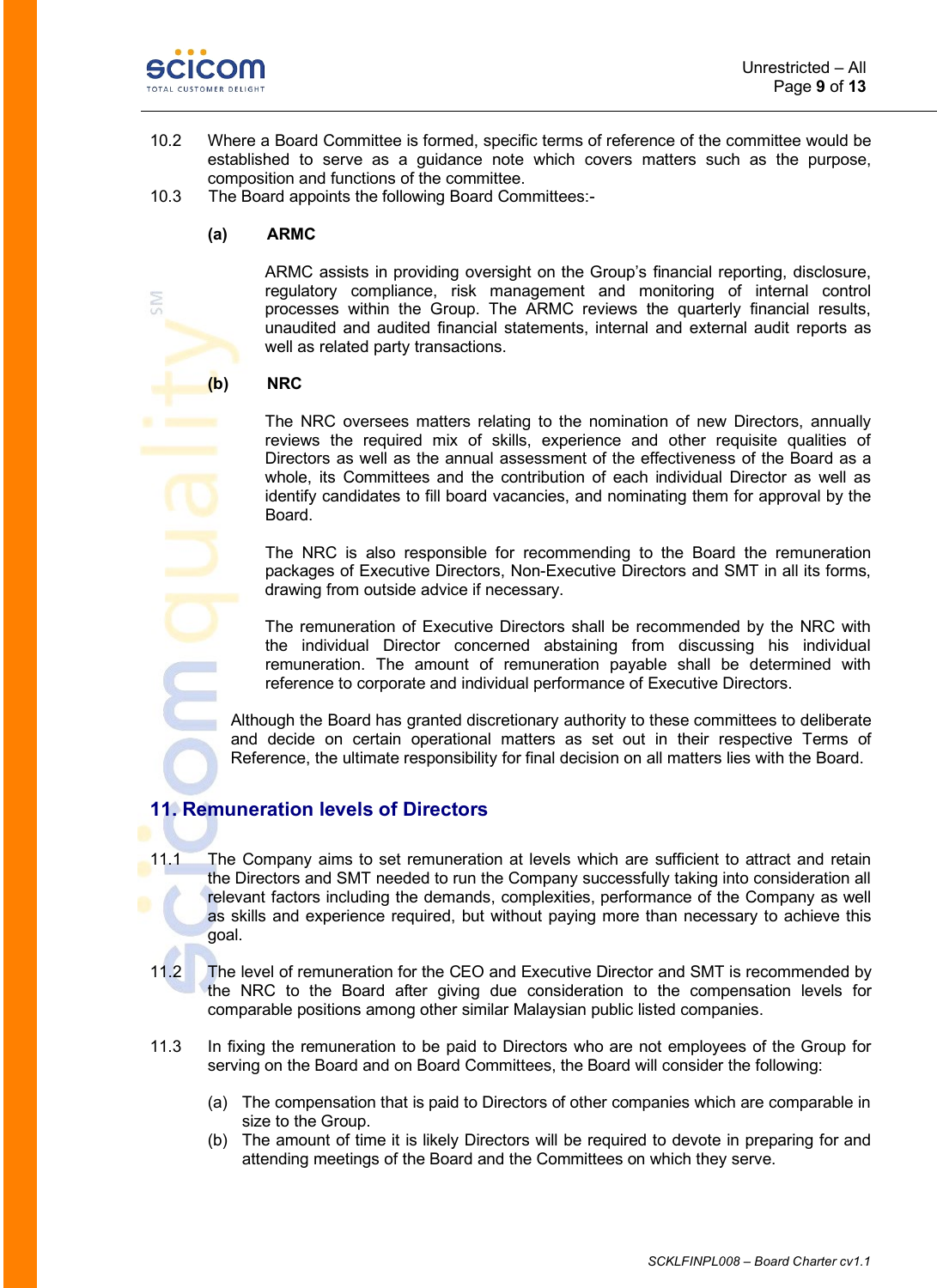10.2 Where a Board Committee is formed, specific terms of reference of the committee would be established to serve as a guidance note which covers matters such as the purpose, composition and functions of the committee.

10.3 The Board appoints the following Board Committees:-

**(a) ARMC**

ARMC assists in providing oversight on the Group's financial reporting, disclosure, regulatory compliance, risk management and monitoring of internal control processes within the Group. The ARMC reviews the quarterly financial results, unaudited and audited financial statements, internal and external audit reports as well as related party transactions.

**(b) NRC**

The NRC oversees matters relating to the nomination of new Directors, annually reviews the required mix of skills, experience and other requisite qualities of Directors as well as the annual assessment of the effectiveness of the Board as a whole, its Committees and the contribution of each individual Director as well as identify candidates to fill board vacancies, and nominating them for approval by the Board.

The NRC is also responsible for recommending to the Board the remuneration packages of Executive Directors, Non-Executive Directors and SMT in all its forms, drawing from outside advice if necessary.

The remuneration of Executive Directors shall be recommended by the NRC with the individual Director concerned abstaining from discussing his individual remuneration. The amount of remuneration payable shall be determined with reference to corporate and individual performance of Executive Directors.

Although the Board has granted discretionary authority to these committees to deliberate and decide on certain operational matters as set out in their respective Terms of Reference, the ultimate responsibility for final decision on all matters lies with the Board.

## 11. Remuneration levels of Directors

11.1 The Company aims to set remuneration at levels which are sufficient to attract and retain the Directors and SMT needed to run the Company successfully taking into consideration all relevant factors including the demands, complexities, performance of the Company as well as skills and experience required, but without paying more than necessary to achieve this goal.

11.2 The level of remuneration for the CEO and Executive Director and SMT is recommended by the NRC to the Board after giving due consideration to the compensation levels for comparable positions among other similar Malaysian public listed companies.

11.3 In fixing the remuneration to be paid to Directors who are not employees of the Group for serving on the Board and on Board Committees, the Board will consider the following:

(a) The compensation that is paid to Directors of other companies which are comparable in size to the Group.

(b) The amount of time it is likely Directors will be required to devote in preparing for and attending meetings of the Board and the Committees on which they serve.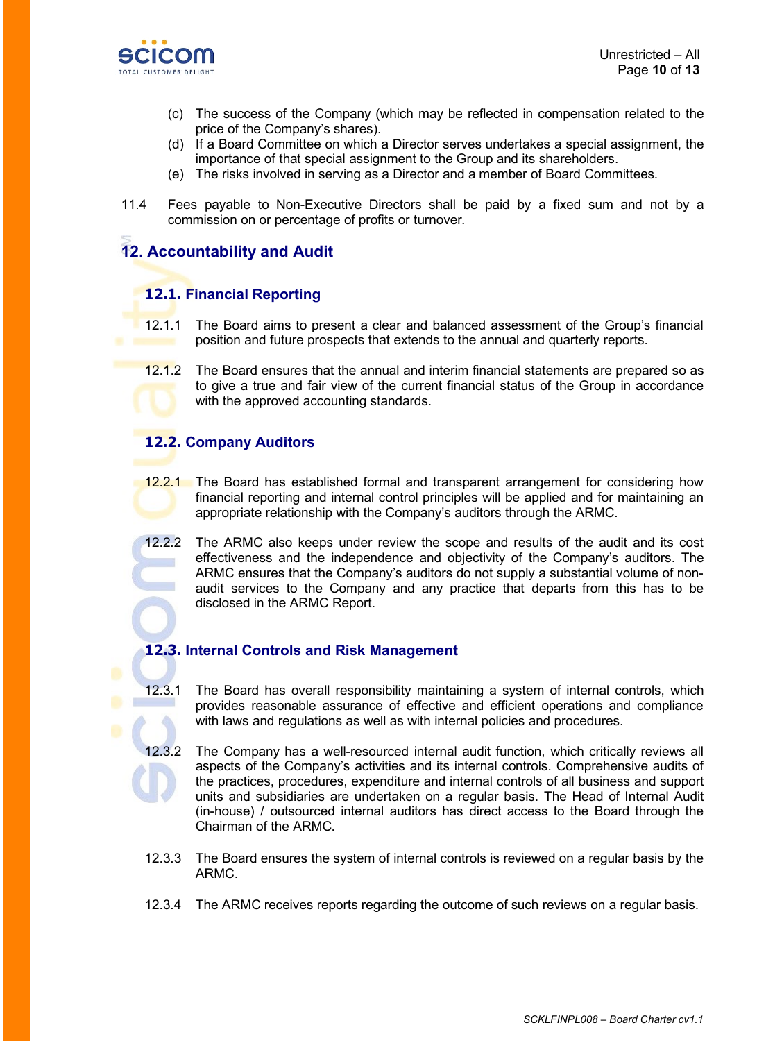(c) The success of the Company (which may be reflected in compensation related to the price of the Company's shares).

(d) If a Board Committee on which a Director serves undertakes a special assignment, the importance of that special assignment to the Group and its shareholders.

(e) The risks involved in serving as a Director and a member of Board Committees.

11.4 Fees payable to Non-Executive Directors shall be paid by a fixed sum and not by a commission on or percentage of profits or turnover.

## 12. Accountability and Audit

### 12.1. Financial Reporting

12.1.1 The Board aims to present a clear and balanced assessment of the Group's financial position and future prospects that extends to the annual and quarterly reports.

12.1.2 The Board ensures that the annual and interim financial statements are prepared so as to give a true and fair view of the current financial status of the Group in accordance with the approved accounting standards.

### 12.2. Company Auditors

12.2.1 The Board has established formal and transparent arrangement for considering how financial reporting and internal control principles will be applied and for maintaining an appropriate relationship with the Company's auditors through the ARMC.

12.2.2 The ARMC also keeps under review the scope and results of the audit and its cost effectiveness and the independence and objectivity of the Company's auditors. The ARMC ensures that the Company's auditors do not supply a substantial volume of non-audit services to the Company and any practice that departs from this has to be disclosed in the ARMC Report.

### 12.3. Internal Controls and Risk Management

12.3.1 The Board has overall responsibility maintaining a system of internal controls, which provides reasonable assurance of effective and efficient operations and compliance with laws and regulations as well as with internal policies and procedures.

12.3.2 The Company has a well-resourced internal audit function, which critically reviews all aspects of the Company's activities and its internal controls. Comprehensive audits of the practices, procedures, expenditure and internal controls of all business and support units and subsidiaries are undertaken on a regular basis. The Head of Internal Audit (in-house) / outsourced internal auditors has direct access to the Board through the Chairman of the ARMC.

12.3.3 The Board ensures the system of internal controls is reviewed on a regular basis by the ARMC.

12.3.4 The ARMC receives reports regarding the outcome of such reviews on a regular basis.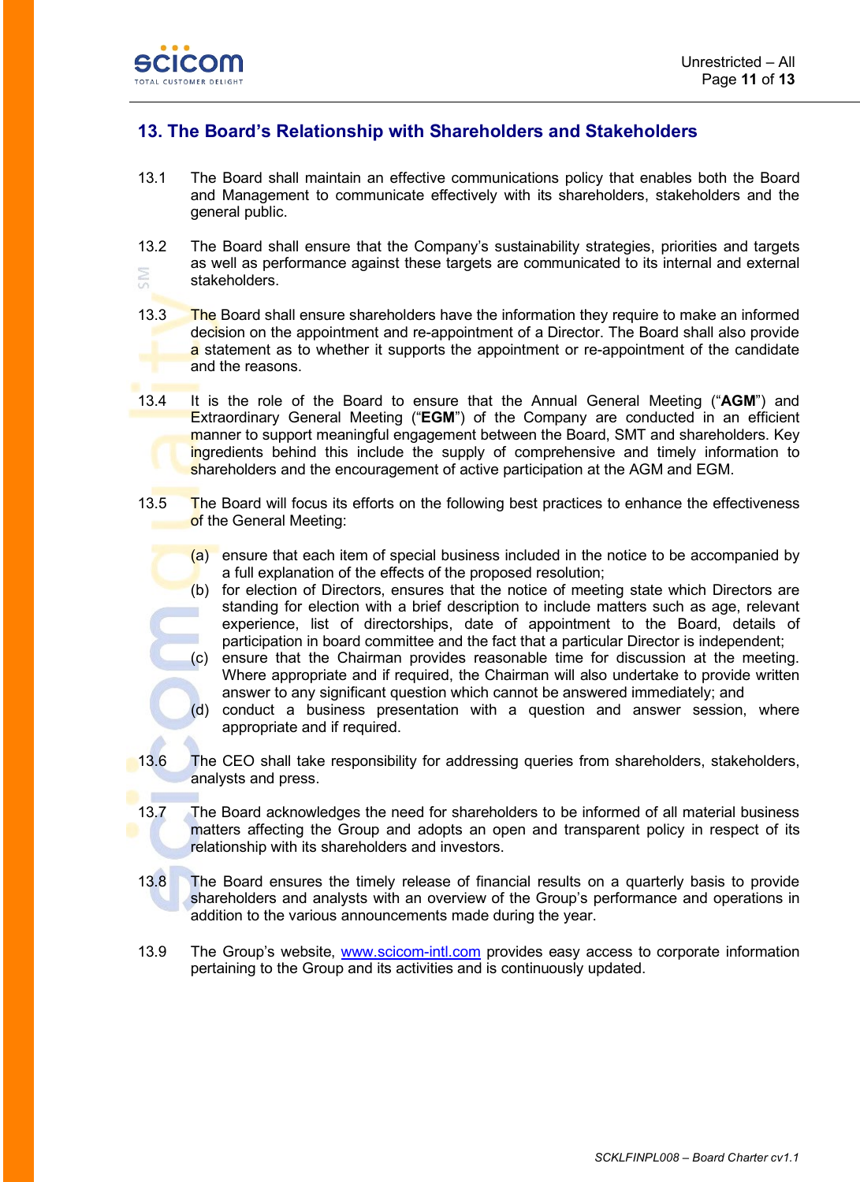## 13. The Board's Relationship with Shareholders and Stakeholders

13.1 The Board shall maintain an effective communications policy that enables both the Board and Management to communicate effectively with its shareholders, stakeholders and the general public.

13.2 The Board shall ensure that the Company's sustainability strategies, priorities and targets as well as performance against these targets are communicated to its internal and external stakeholders.

13.3 The Board shall ensure shareholders have the information they require to make an informed decision on the appointment and re-appointment of a Director. The Board shall also provide a statement as to whether it supports the appointment or re-appointment of the candidate and the reasons.

13.4 It is the role of the Board to ensure that the Annual General Meeting ("**AGM**") and Extraordinary General Meeting ("**EGM**") of the Company are conducted in an efficient manner to support meaningful engagement between the Board, SMT and shareholders. Key ingredients behind this include the supply of comprehensive and timely information to shareholders and the encouragement of active participation at the AGM and EGM.

13.5 The Board will focus its efforts on the following best practices to enhance the effectiveness of the General Meeting:

(a) ensure that each item of special business included in the notice to be accompanied by a full explanation of the effects of the proposed resolution;
(b) for election of Directors, ensures that the notice of meeting state which Directors are standing for election with a brief description to include matters such as age, relevant experience, list of directorships, date of appointment to the Board, details of participation in board committee and the fact that a particular Director is independent;
(c) ensure that the Chairman provides reasonable time for discussion at the meeting. Where appropriate and if required, the Chairman will also undertake to provide written answer to any significant question which cannot be answered immediately; and
(d) conduct a business presentation with a question and answer session, where appropriate and if required.

13.6 The CEO shall take responsibility for addressing queries from shareholders, stakeholders, analysts and press.

13.7 The Board acknowledges the need for shareholders to be informed of all material business matters affecting the Group and adopts an open and transparent policy in respect of its relationship with its shareholders and investors.

13.8 The Board ensures the timely release of financial results on a quarterly basis to provide shareholders and analysts with an overview of the Group's performance and operations in addition to the various announcements made during the year.

13.9 The Group's website, www.scicom-intl.com provides easy access to corporate information pertaining to the Group and its activities and is continuously updated.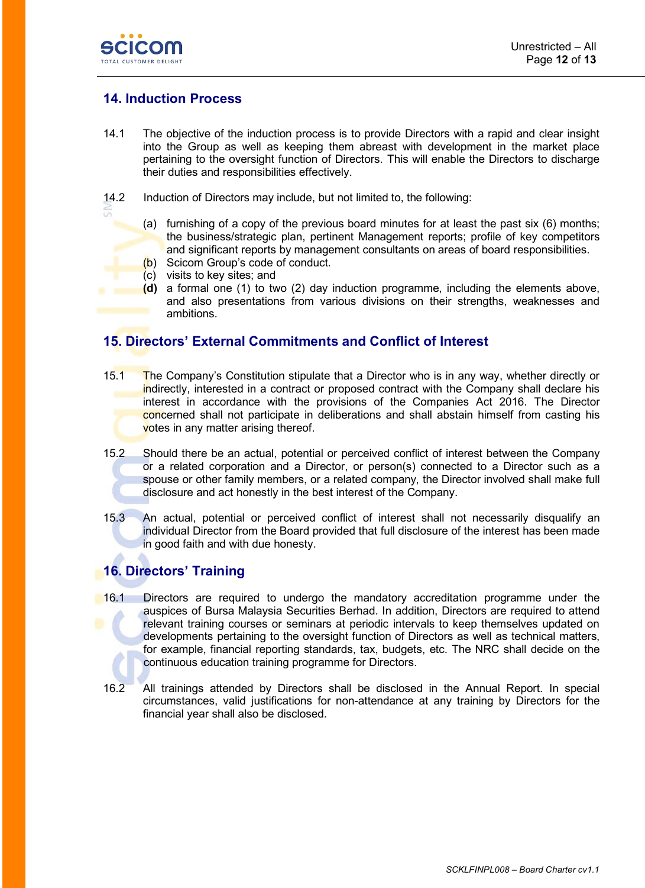## 14. Induction Process

14.1 The objective of the induction process is to provide Directors with a rapid and clear insight into the Group as well as keeping them abreast with development in the market place pertaining to the oversight function of Directors. This will enable the Directors to discharge their duties and responsibilities effectively.

14.2 Induction of Directors may include, but not limited to, the following:

(a) furnishing of a copy of the previous board minutes for at least the past six (6) months; the business/strategic plan, pertinent Management reports; profile of key competitors and significant reports by management consultants on areas of board responsibilities.
(b) Scicom Group's code of conduct.
(c) visits to key sites; and
**(d)** a formal one (1) to two (2) day induction programme, including the elements above, and also presentations from various divisions on their strengths, weaknesses and ambitions.

## 15. Directors' External Commitments and Conflict of Interest

15.1 The Company's Constitution stipulate that a Director who is in any way, whether directly or indirectly, interested in a contract or proposed contract with the Company shall declare his interest in accordance with the provisions of the Companies Act 2016. The Director concerned shall not participate in deliberations and shall abstain himself from casting his votes in any matter arising thereof.

15.2 Should there be an actual, potential or perceived conflict of interest between the Company or a related corporation and a Director, or person(s) connected to a Director such as a spouse or other family members, or a related company, the Director involved shall make full disclosure and act honestly in the best interest of the Company.

15.3 An actual, potential or perceived conflict of interest shall not necessarily disqualify an individual Director from the Board provided that full disclosure of the interest has been made in good faith and with due honesty.

## 16. Directors' Training

16.1 Directors are required to undergo the mandatory accreditation programme under the auspices of Bursa Malaysia Securities Berhad. In addition, Directors are required to attend relevant training courses or seminars at periodic intervals to keep themselves updated on developments pertaining to the oversight function of Directors as well as technical matters, for example, financial reporting standards, tax, budgets, etc. The NRC shall decide on the continuous education training programme for Directors.

16.2 All trainings attended by Directors shall be disclosed in the Annual Report. In special circumstances, valid justifications for non-attendance at any training by Directors for the financial year shall also be disclosed.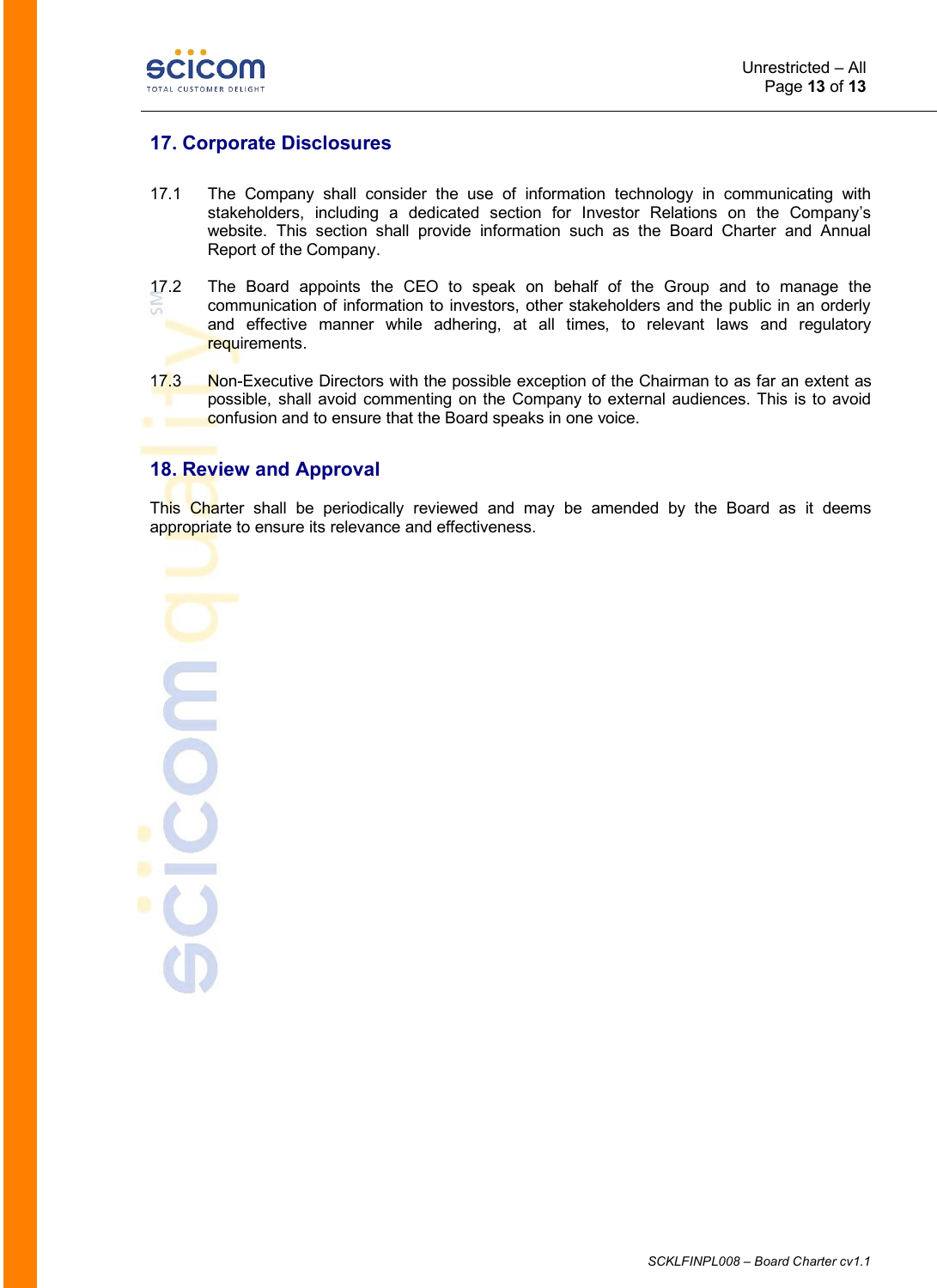## 17. Corporate Disclosures

17.1 The Company shall consider the use of information technology in communicating with stakeholders, including a dedicated section for Investor Relations on the Company's website. This section shall provide information such as the Board Charter and Annual Report of the Company.

17.2 The Board appoints the CEO to speak on behalf of the Group and to manage the communication of information to investors, other stakeholders and the public in an orderly and effective manner while adhering, at all times, to relevant laws and regulatory requirements.

17.3 Non-Executive Directors with the possible exception of the Chairman to as far an extent as possible, shall avoid commenting on the Company to external audiences. This is to avoid confusion and to ensure that the Board speaks in one voice.

## 18. Review and Approval

This Charter shall be periodically reviewed and may be amended by the Board as it deems appropriate to ensure its relevance and effectiveness.